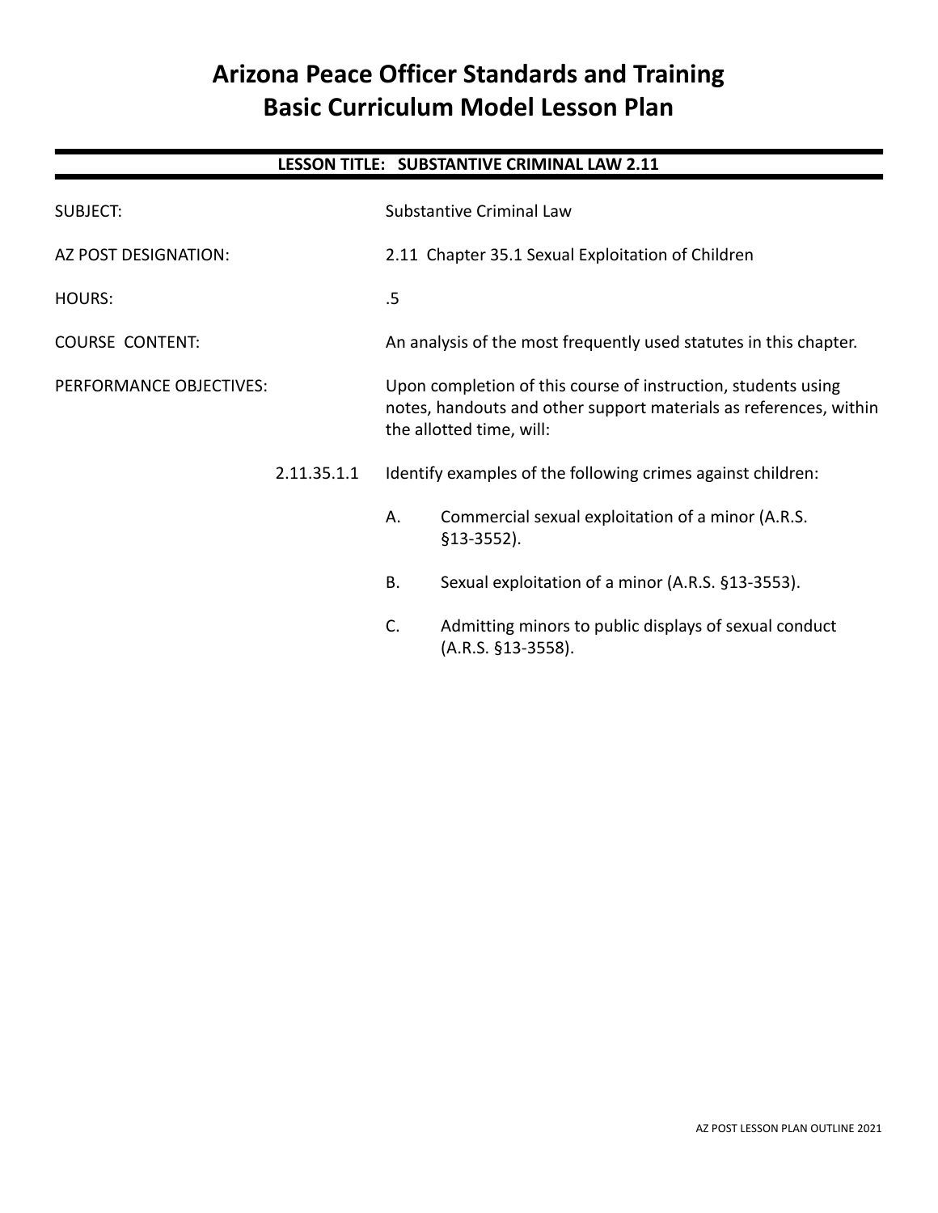# Arizona Peace Officer Standards and Training
# Basic Curriculum Model Lesson Plan

## LESSON TITLE: SUBSTANTIVE CRIMINAL LAW 2.11

SUBJECT: Substantive Criminal Law

AZ POST DESIGNATION: 2.11 Chapter 35.1 Sexual Exploitation of Children

HOURS: .5

COURSE CONTENT: An analysis of the most frequently used statutes in this chapter.

PERFORMANCE OBJECTIVES: Upon completion of this course of instruction, students using notes, handouts and other support materials as references, within the allotted time, will:

2.11.35.1.1 Identify examples of the following crimes against children:

A. Commercial sexual exploitation of a minor (A.R.S. §13-3552).

B. Sexual exploitation of a minor (A.R.S. §13-3553).

C. Admitting minors to public displays of sexual conduct (A.R.S. §13-3558).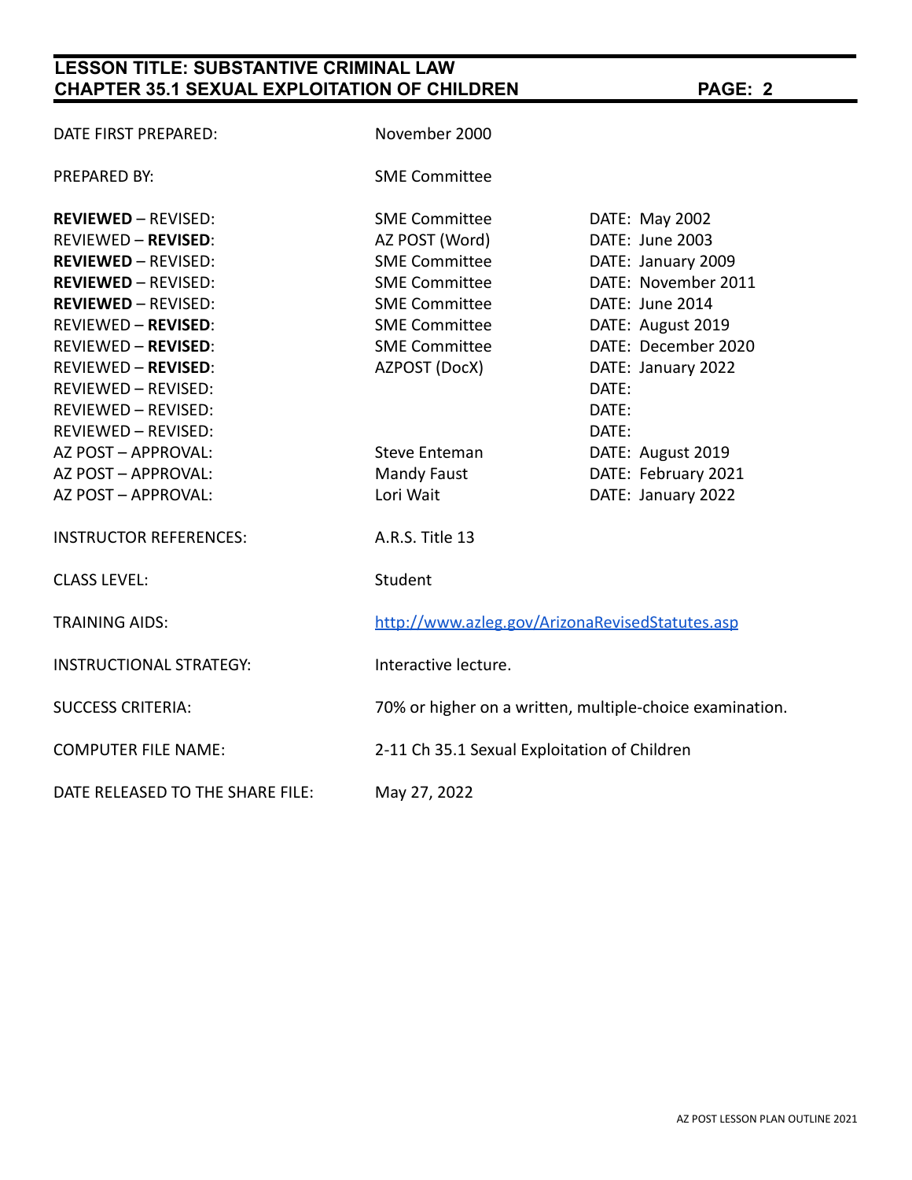| | | |
|---|---|---|
| DATE FIRST PREPARED: | November 2000 | |
| PREPARED BY: | SME Committee | |
| **REVIEWED** – REVISED: | SME Committee | DATE: May 2002 |
| REVIEWED – **REVISED**: | AZ POST (Word) | DATE: June 2003 |
| **REVIEWED** – REVISED: | SME Committee | DATE: January 2009 |
| **REVIEWED** – REVISED: | SME Committee | DATE: November 2011 |
| **REVIEWED** – REVISED: | SME Committee | DATE: June 2014 |
| REVIEWED – **REVISED**: | SME Committee | DATE: August 2019 |
| REVIEWED – **REVISED**: | SME Committee | DATE: December 2020 |
| REVIEWED – **REVISED**: | AZPOST (DocX) | DATE: January 2022 |
| REVIEWED – REVISED: | | DATE: |
| REVIEWED – REVISED: | | DATE: |
| REVIEWED – REVISED: | | DATE: |
| AZ POST – APPROVAL: | Steve Enteman | DATE: August 2019 |
| AZ POST – APPROVAL: | Mandy Faust | DATE: February 2021 |
| AZ POST – APPROVAL: | Lori Wait | DATE: January 2022 |
| INSTRUCTOR REFERENCES: | A.R.S. Title 13 | |
| CLASS LEVEL: | Student | |
| TRAINING AIDS: | http://www.azleg.gov/ArizonaRevisedStatutes.asp | |
| INSTRUCTIONAL STRATEGY: | Interactive lecture. | |
| SUCCESS CRITERIA: | 70% or higher on a written, multiple-choice examination. | |
| COMPUTER FILE NAME: | 2-11 Ch 35.1 Sexual Exploitation of Children | |
| DATE RELEASED TO THE SHARE FILE: | May 27, 2022 | |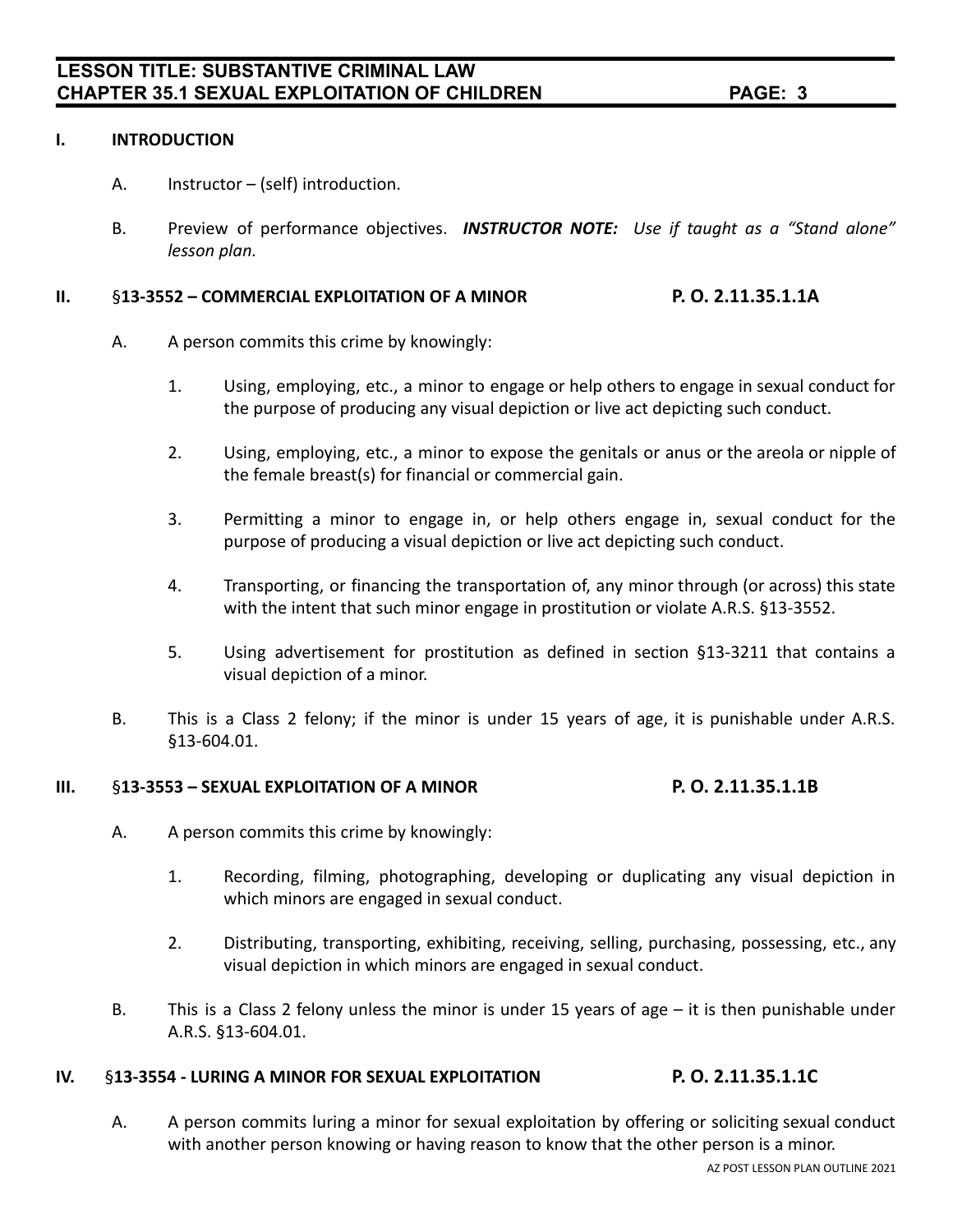## I. INTRODUCTION

A. Instructor – (self) introduction.

B. Preview of performance objectives. ***INSTRUCTOR NOTE:*** *Use if taught as a "Stand alone" lesson plan.*

## II. §13-3552 – COMMERCIAL EXPLOITATION OF A MINOR — P. O. 2.11.35.1.1A

A. A person commits this crime by knowingly:

1. Using, employing, etc., a minor to engage or help others to engage in sexual conduct for the purpose of producing any visual depiction or live act depicting such conduct.

2. Using, employing, etc., a minor to expose the genitals or anus or the areola or nipple of the female breast(s) for financial or commercial gain.

3. Permitting a minor to engage in, or help others engage in, sexual conduct for the purpose of producing a visual depiction or live act depicting such conduct.

4. Transporting, or financing the transportation of, any minor through (or across) this state with the intent that such minor engage in prostitution or violate A.R.S. §13-3552.

5. Using advertisement for prostitution as defined in section §13-3211 that contains a visual depiction of a minor.

B. This is a Class 2 felony; if the minor is under 15 years of age, it is punishable under A.R.S. §13-604.01.

## III. §13-3553 – SEXUAL EXPLOITATION OF A MINOR — P. O. 2.11.35.1.1B

A. A person commits this crime by knowingly:

1. Recording, filming, photographing, developing or duplicating any visual depiction in which minors are engaged in sexual conduct.

2. Distributing, transporting, exhibiting, receiving, selling, purchasing, possessing, etc., any visual depiction in which minors are engaged in sexual conduct.

B. This is a Class 2 felony unless the minor is under 15 years of age – it is then punishable under A.R.S. §13-604.01.

## IV. §13-3554 - LURING A MINOR FOR SEXUAL EXPLOITATION — P. O. 2.11.35.1.1C

A. A person commits luring a minor for sexual exploitation by offering or soliciting sexual conduct with another person knowing or having reason to know that the other person is a minor.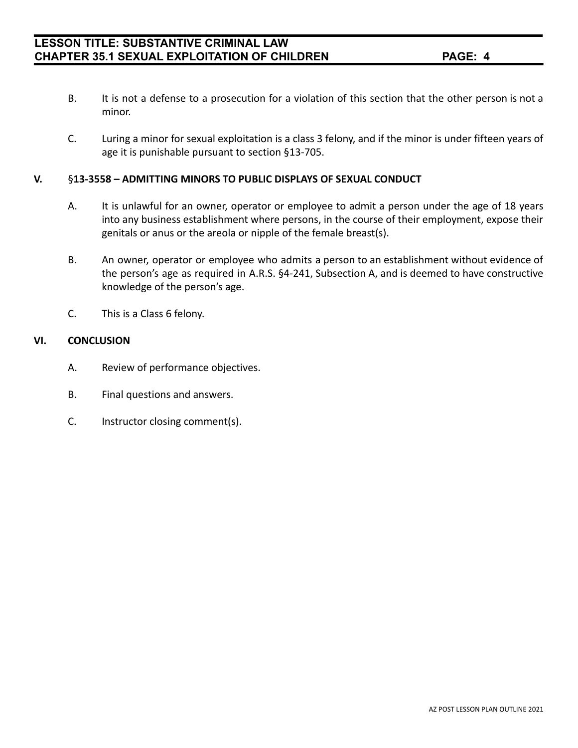B. It is not a defense to a prosecution for a violation of this section that the other person is not a minor.

C. Luring a minor for sexual exploitation is a class 3 felony, and if the minor is under fifteen years of age it is punishable pursuant to section §13-705.

## V. §13-3558 – ADMITTING MINORS TO PUBLIC DISPLAYS OF SEXUAL CONDUCT

A. It is unlawful for an owner, operator or employee to admit a person under the age of 18 years into any business establishment where persons, in the course of their employment, expose their genitals or anus or the areola or nipple of the female breast(s).

B. An owner, operator or employee who admits a person to an establishment without evidence of the person's age as required in A.R.S. §4-241, Subsection A, and is deemed to have constructive knowledge of the person's age.

C. This is a Class 6 felony.

## VI. CONCLUSION

A. Review of performance objectives.

B. Final questions and answers.

C. Instructor closing comment(s).